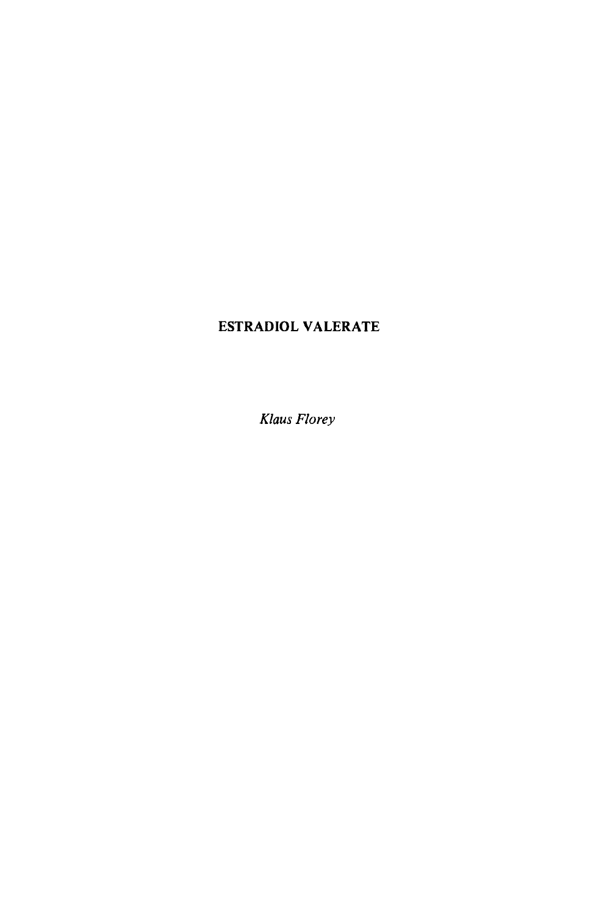# ESTRADIOL VALERATE

*Klaus Florey*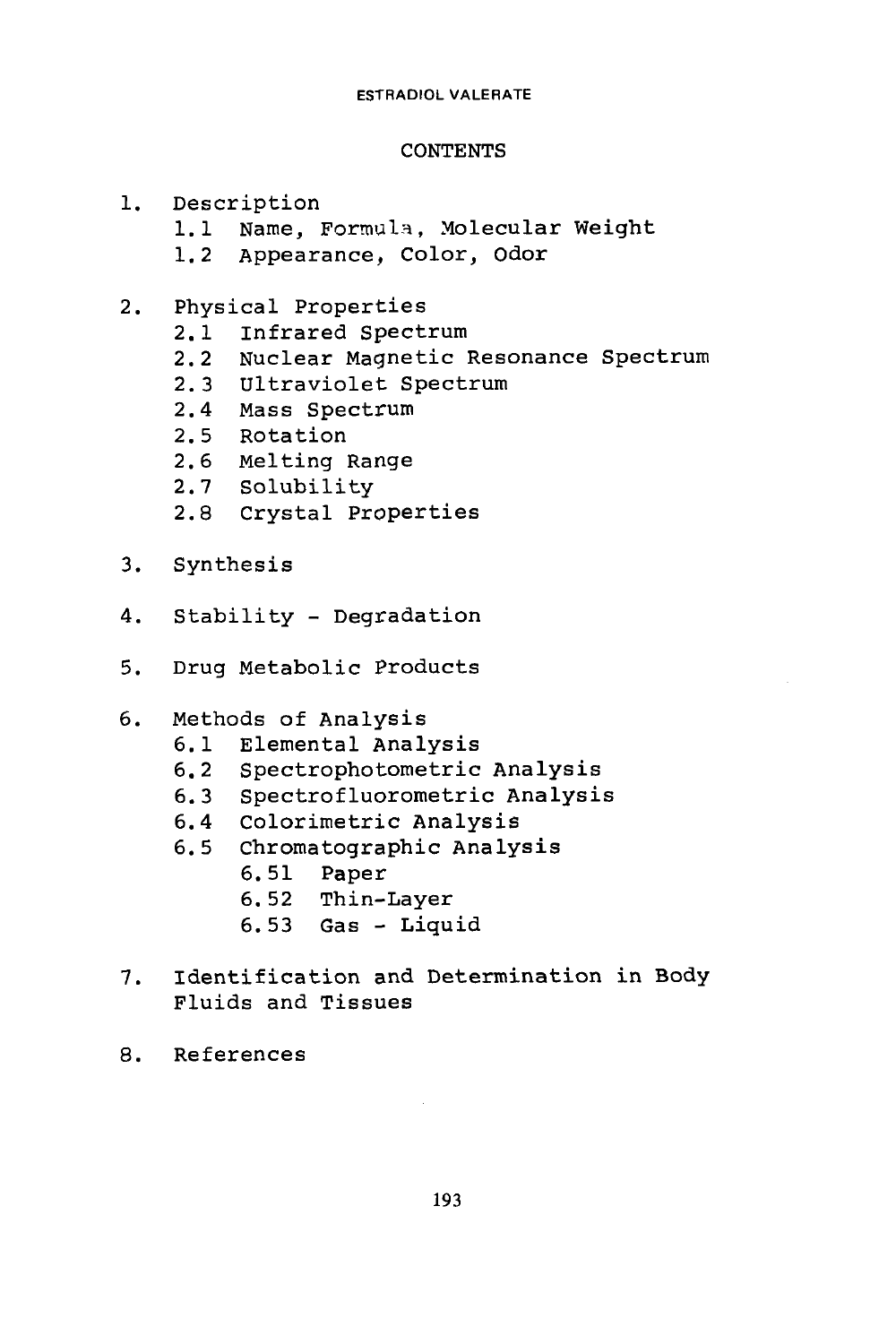# CONTENTS

1. Description
    - 1.1 Name, Formula, Molecular Weight
    - 1.2 Appearance, Color, Odor
2. Physical Properties
    - 2.1 Infrared Spectrum
    - 2.2 Nuclear Magnetic Resonance Spectrum
    - 2.3 Ultraviolet Spectrum
    - 2.4 Mass Spectrum
    - 2.5 Rotation
    - 2.6 Melting Range
    - 2.7 Solubility
    - 2.8 Crystal Properties
3. Synthesis
4. Stability - Degradation
5. Drug Metabolic Products
6. Methods of Analysis
    - 6.1 Elemental Analysis
    - 6.2 Spectrophotometric Analysis
    - 6.3 Spectrofluorometric Analysis
    - 6.4 Colorimetric Analysis
    - 6.5 Chromatographic Analysis
        - 6.51 Paper
        - 6.52 Thin-Layer
        - 6.53 Gas - Liquid
7. Identification and Determination in Body Fluids and Tissues
8. References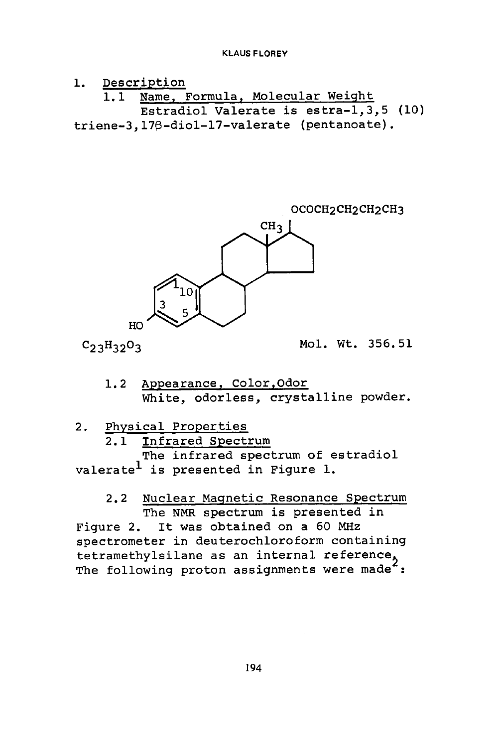1. Description

1.1 Name, Formula, Molecular Weight

Estradiol Valerate is estra-1,3,5 (10) triene-3,17β-diol-17-valerate (pentanoate).

OCOCH2CH2CH2CH3

$C_{23}H_{32}O_3$ Mol. Wt. 356.51

1.2 Appearance, Color, Odor

White, odorless, crystalline powder.

2. Physical Properties

2.1 Infrared Spectrum

The infrared spectrum of estradiol valerate[1] is presented in Figure 1.

2.2 Nuclear Magnetic Resonance Spectrum

The NMR spectrum is presented in Figure 2. It was obtained on a 60 MHz spectrometer in deuterochloroform containing tetramethylsilane as an internal reference. The following proton assignments were made[2]: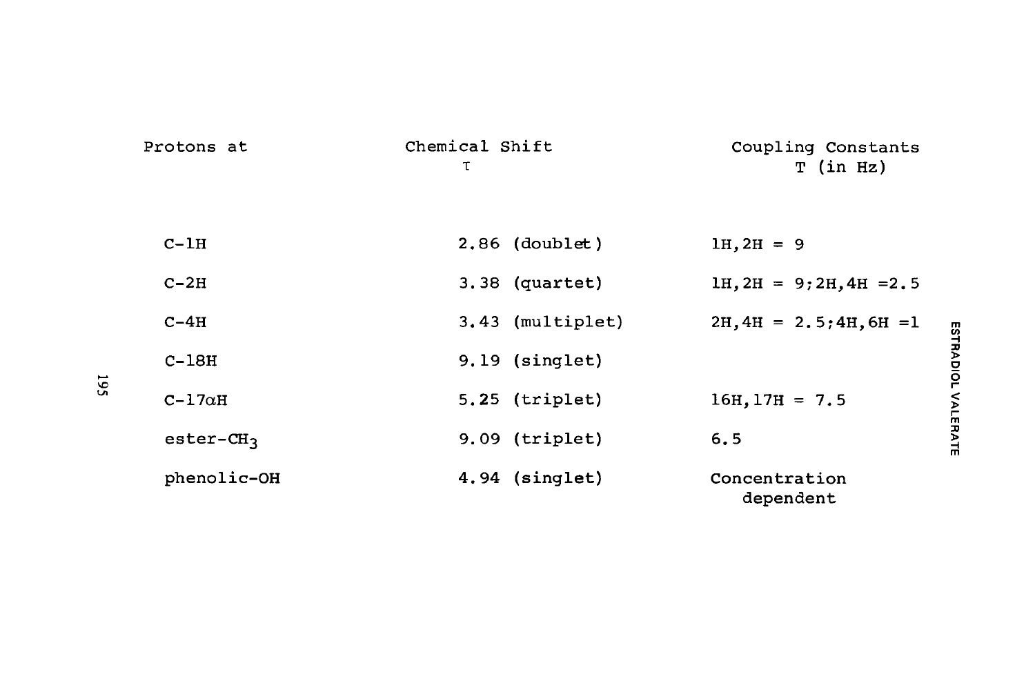| Protons at | Chemical Shift $\tau$ | Coupling Constants T (in Hz) |
|---|---|---|
| C-1H | 2.86 (doublet) | 1H,2H = 9 |
| C-2H | 3.38 (quartet) | 1H,2H = 9;2H,4H =2.5 |
| C-4H | 3.43 (multiplet) | 2H,4H = 2.5;4H,6H =1 |
| C-18H | 9.19 (singlet) | |
| C-17$\alpha$H | 5.25 (triplet) | 16H,17H = 7.5 |
| ester-$CH_3$ | 9.09 (triplet) | 6.5 |
| phenolic-OH | 4.94 (singlet) | Concentration dependent |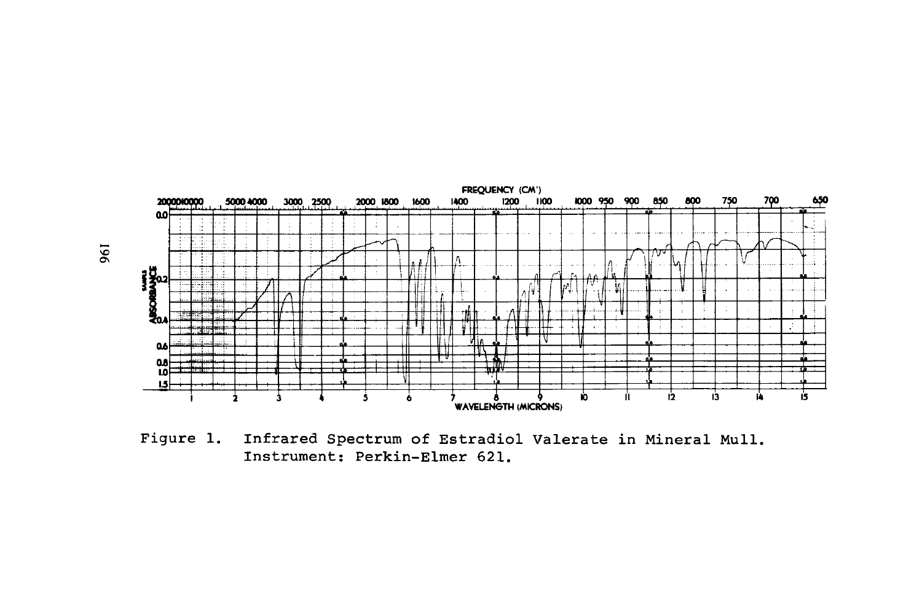Figure 1. Infrared Spectrum of Estradiol Valerate in Mineral Mull. Instrument: Perkin-Elmer 621.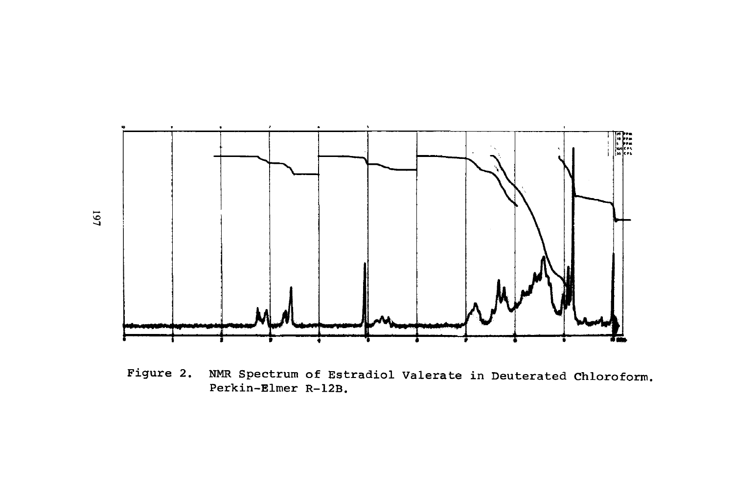Figure 2. NMR Spectrum of Estradiol Valerate in Deuterated Chloroform. Perkin-Elmer R-12B.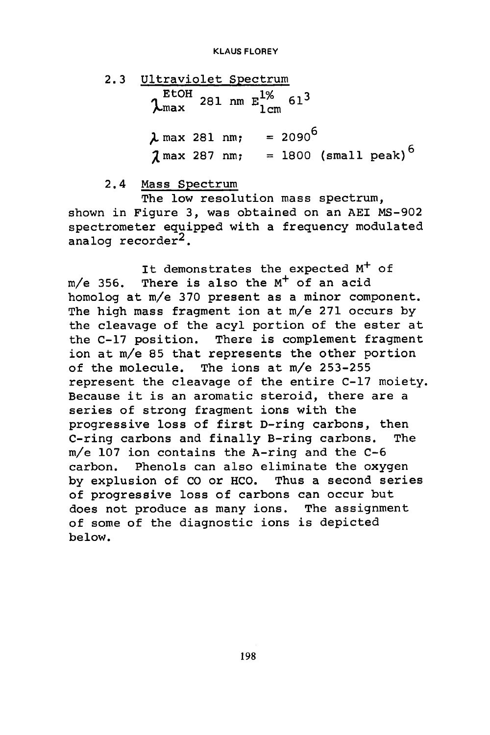2.3 Ultraviolet Spectrum

$\lambda_{max}^{EtOH}$ 281 nm $E_{1cm}^{1\%}$ 61[3]

$\lambda$ max 281 nm; = 2090[6]

$\lambda$ max 287 nm; = 1800 (small peak)[6]

2.4 Mass Spectrum

The low resolution mass spectrum, shown in Figure 3, was obtained on an AEI MS-902 spectrometer equipped with a frequency modulated analog recorder[2].

It demonstrates the expected $M^+$ of m/e 356. There is also the $M^+$ of an acid homolog at m/e 370 present as a minor component. The high mass fragment ion at m/e 271 occurs by the cleavage of the acyl portion of the ester at the C-17 position. There is complement fragment ion at m/e 85 that represents the other portion of the molecule. The ions at m/e 253-255 represent the cleavage of the entire C-17 moiety. Because it is an aromatic steroid, there are a series of strong fragment ions with the progressive loss of first D-ring carbons, then C-ring carbons and finally B-ring carbons. The m/e 107 ion contains the A-ring and the C-6 carbon. Phenols can also eliminate the oxygen by explusion of CO or HCO. Thus a second series of progressive loss of carbons can occur but does not produce as many ions. The assignment of some of the diagnostic ions is depicted below.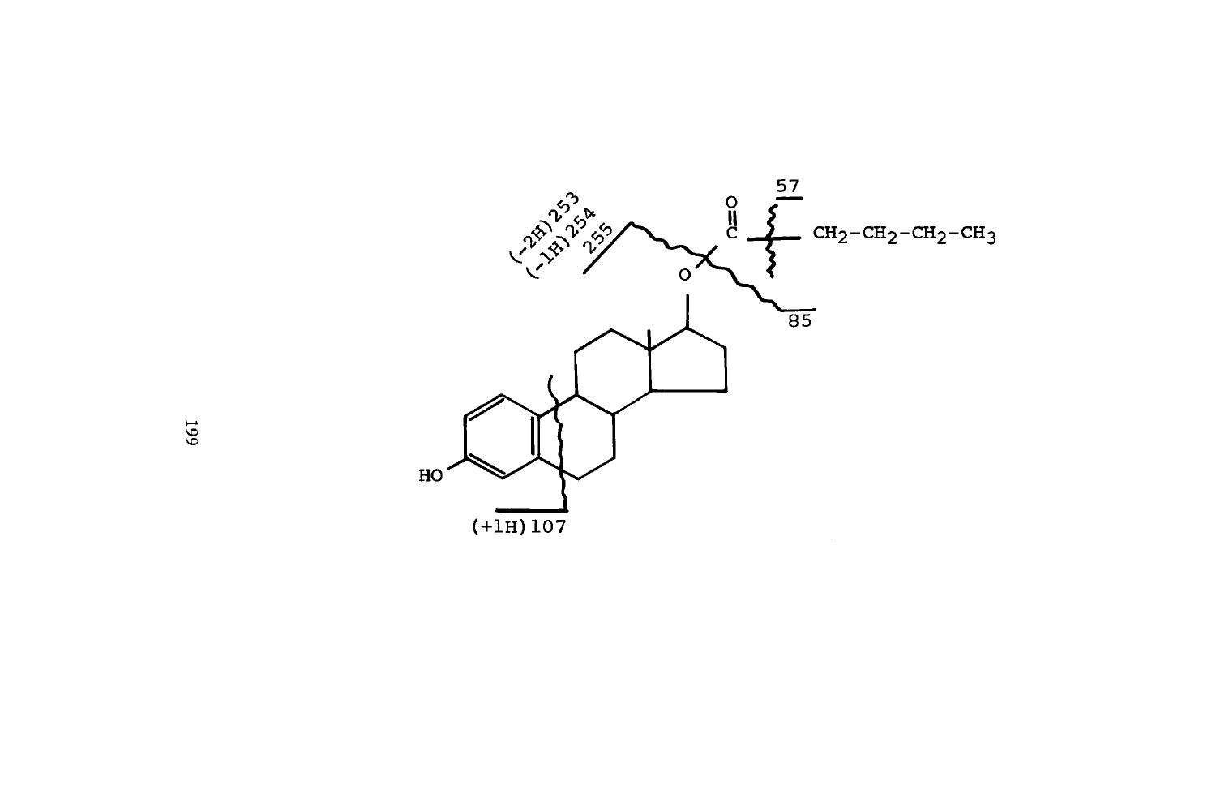(-2H) 253
(-1H) 254
255

57

$CH_2-CH_2-CH_2-CH_3$

85

HO

(+1H) 107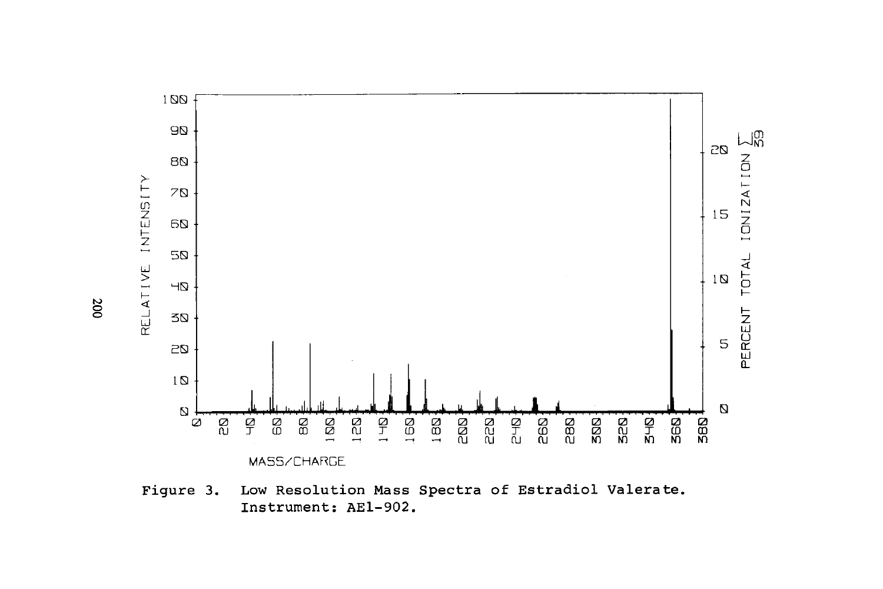Figure 3. Low Resolution Mass Spectra of Estradiol Valerate. Instrument: AEl-902.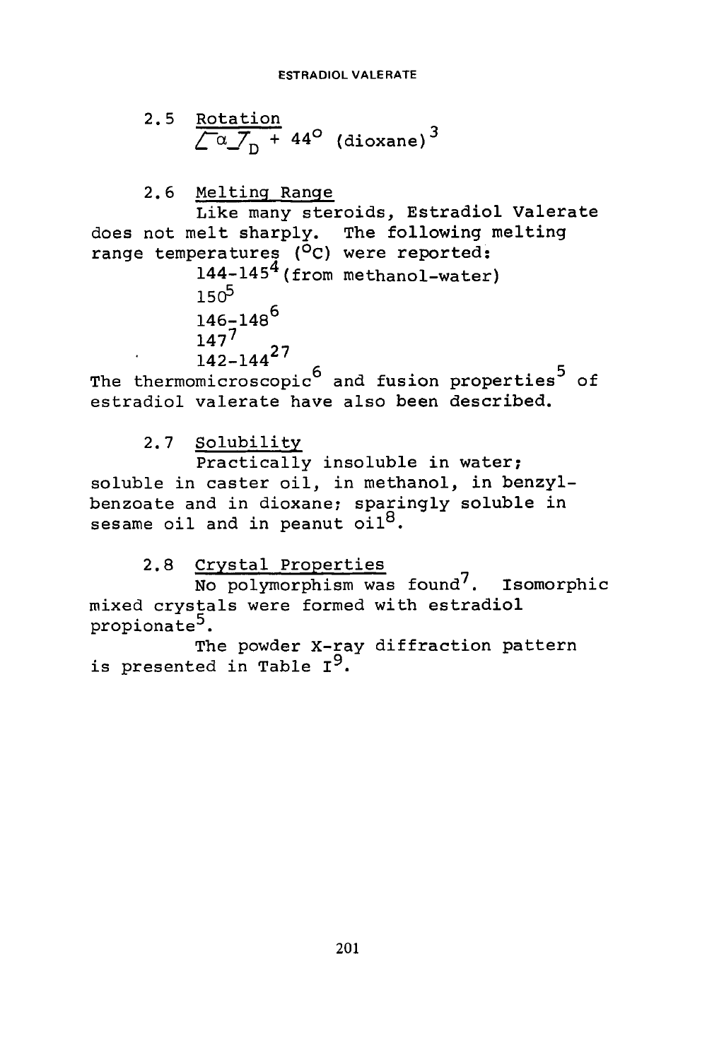### 2.5 Rotation

$[\alpha]_D$ + 44° (dioxane)[3]

### 2.6 Melting Range

Like many steroids, Estradiol Valerate does not melt sharply. The following melting range temperatures (°C) were reported:

144-145[4] (from methanol-water)
150[5]
146-148[6]
147[7]
142-144[27]

The thermomicroscopic[6] and fusion properties[5] of estradiol valerate have also been described.

### 2.7 Solubility

Practically insoluble in water; soluble in caster oil, in methanol, in benzylbenzoate and in dioxane; sparingly soluble in sesame oil and in peanut oil[8].

### 2.8 Crystal Properties

No polymorphism was found[7]. Isomorphic mixed crystals were formed with estradiol propionate[5].

The powder X-ray diffraction pattern is presented in Table I[9].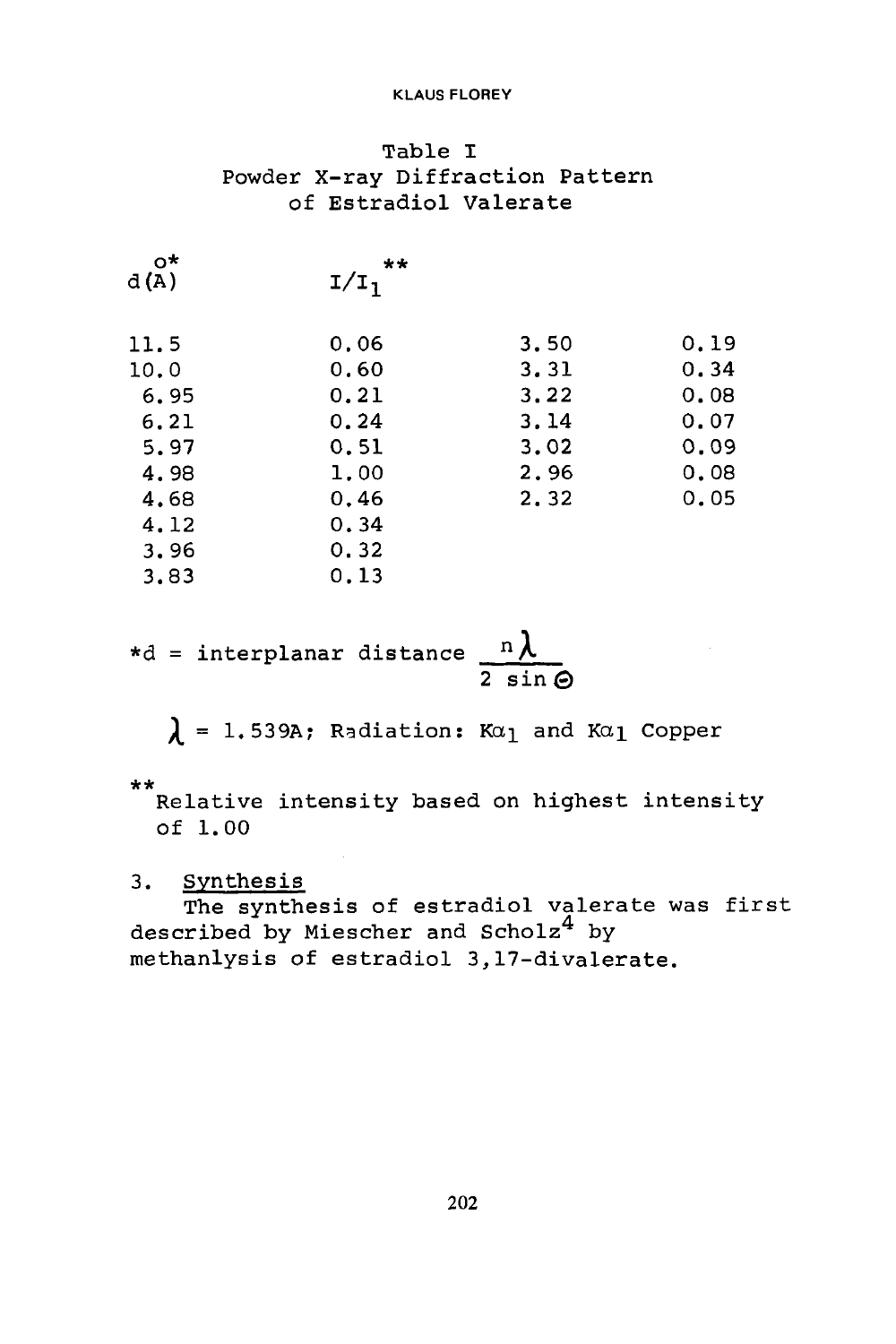Table I
Powder X-ray Diffraction Pattern of Estradiol Valerate

| d(Å)* | $I/I_1$** | d(Å)* | $I/I_1$** |
|---|---|---|---|
| 11.5 | 0.06 | 3.50 | 0.19 |
| 10.0 | 0.60 | 3.31 | 0.34 |
| 6.95 | 0.21 | 3.22 | 0.08 |
| 6.21 | 0.24 | 3.14 | 0.07 |
| 5.97 | 0.51 | 3.02 | 0.09 |
| 4.98 | 1.00 | 2.96 | 0.08 |
| 4.68 | 0.46 | 2.32 | 0.05 |
| 4.12 | 0.34 | | |
| 3.96 | 0.32 | | |
| 3.83 | 0.13 | | |

*d = interplanar distance $\frac{n\lambda}{2 \sin \Theta}$

$\lambda$ = 1.539A; Radiation: $K\alpha_1$ and $K\alpha_1$ Copper

**Relative intensity based on highest intensity of 1.00

## 3. Synthesis

The synthesis of estradiol valerate was first described by Miescher and Scholz[4] by methanlysis of estradiol 3,17-divalerate.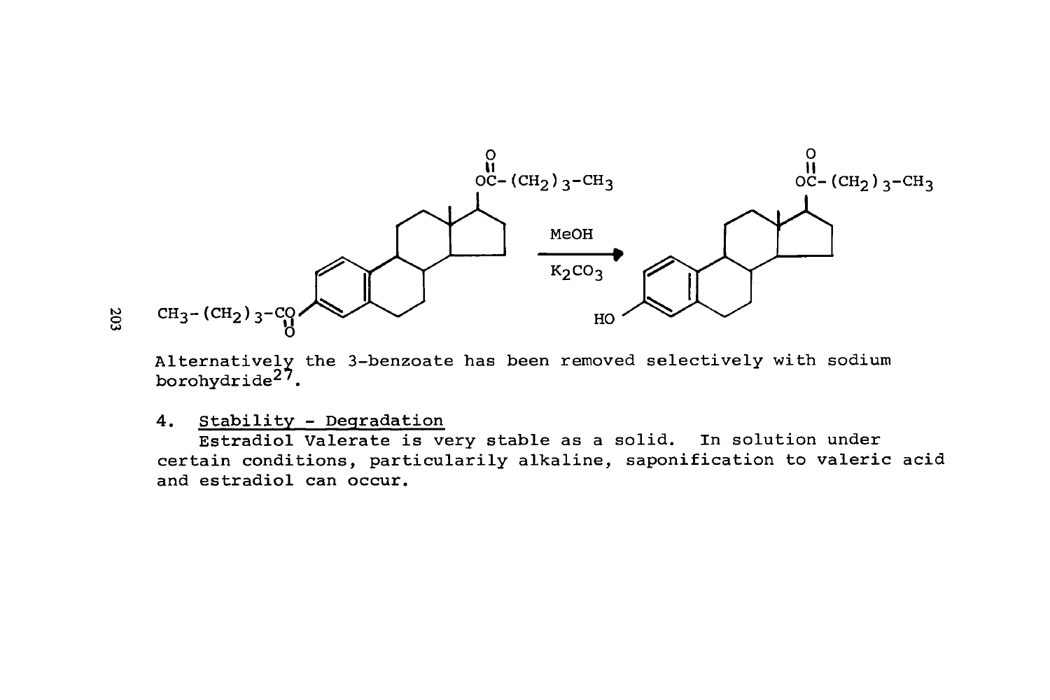Alternatively the 3-benzoate has been removed selectively with sodium borohydride[27].

4. Stability - Degradation

Estradiol Valerate is very stable as a solid. In solution under certain conditions, particularily alkaline, saponification to valeric acid and estradiol can occur.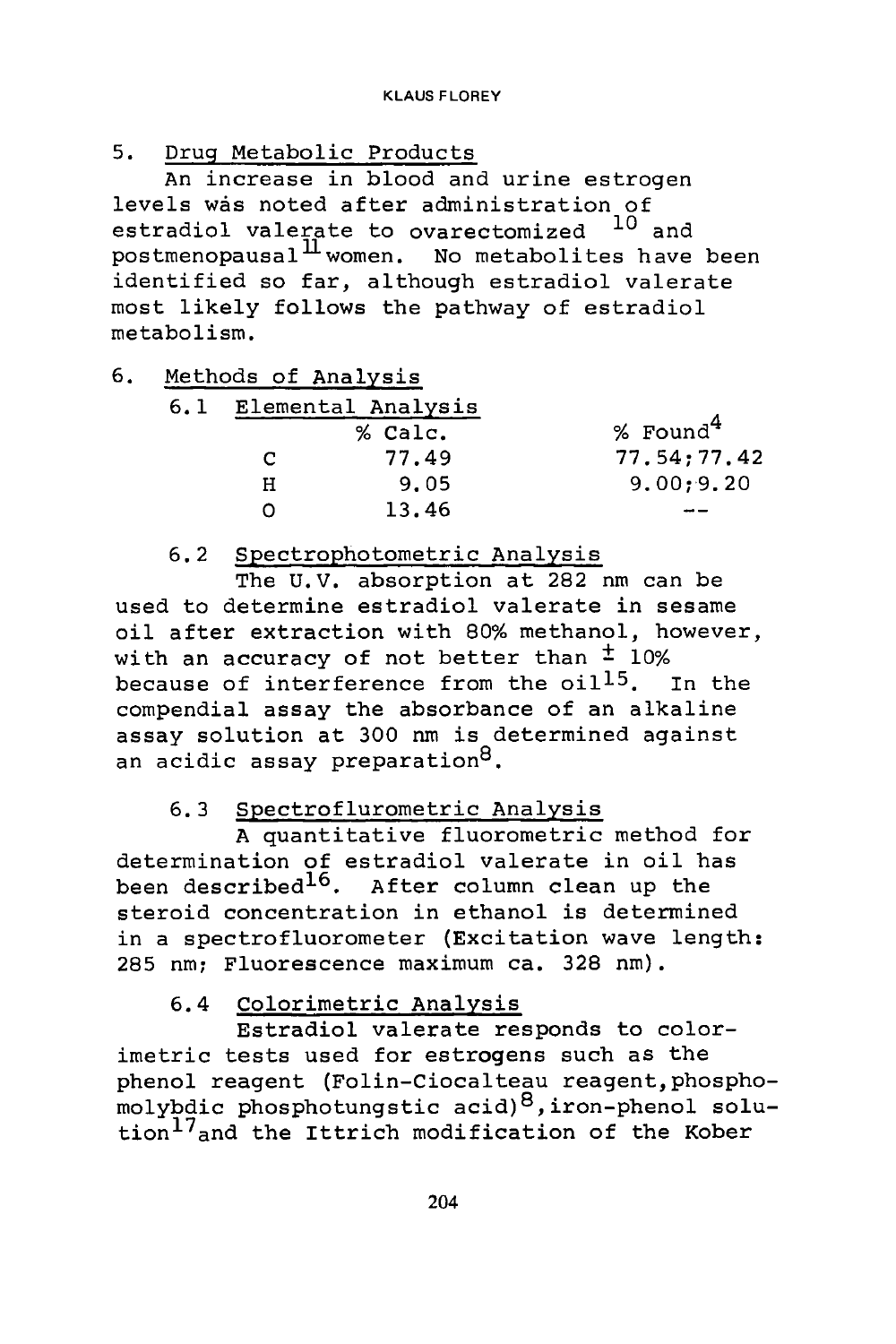## 5. Drug Metabolic Products

An increase in blood and urine estrogen levels was noted after administration of estradiol valerate to ovarectomized [10] and postmenopausal [11] women. No metabolites have been identified so far, although estradiol valerate most likely follows the pathway of estradiol metabolism.

## 6. Methods of Analysis

### 6.1 Elemental Analysis

| | % Calc. | % Found[4] |
|---|---|---|
| C | 77.49 | 77.54;77.42 |
| H | 9.05 | 9.00;9.20 |
| O | 13.46 | -- |

### 6.2 Spectrophotometric Analysis

The U.V. absorption at 282 nm can be used to determine estradiol valerate in sesame oil after extraction with 80% methanol, however, with an accuracy of not better than $\pm$ 10% because of interference from the oil[15]. In the compendial assay the absorbance of an alkaline assay solution at 300 nm is determined against an acidic assay preparation[8].

### 6.3 Spectroflurometric Analysis

A quantitative fluorometric method for determination of estradiol valerate in oil has been described[16]. After column clean up the steroid concentration in ethanol is determined in a spectrofluorometer (Excitation wave length: 285 nm; Fluorescence maximum ca. 328 nm).

### 6.4 Colorimetric Analysis

Estradiol valerate responds to colorimetric tests used for estrogens such as the phenol reagent (Folin-Ciocalteau reagent, phosphomolybdic phosphotungstic acid)[8], iron-phenol solution[17] and the Ittrich modification of the Kober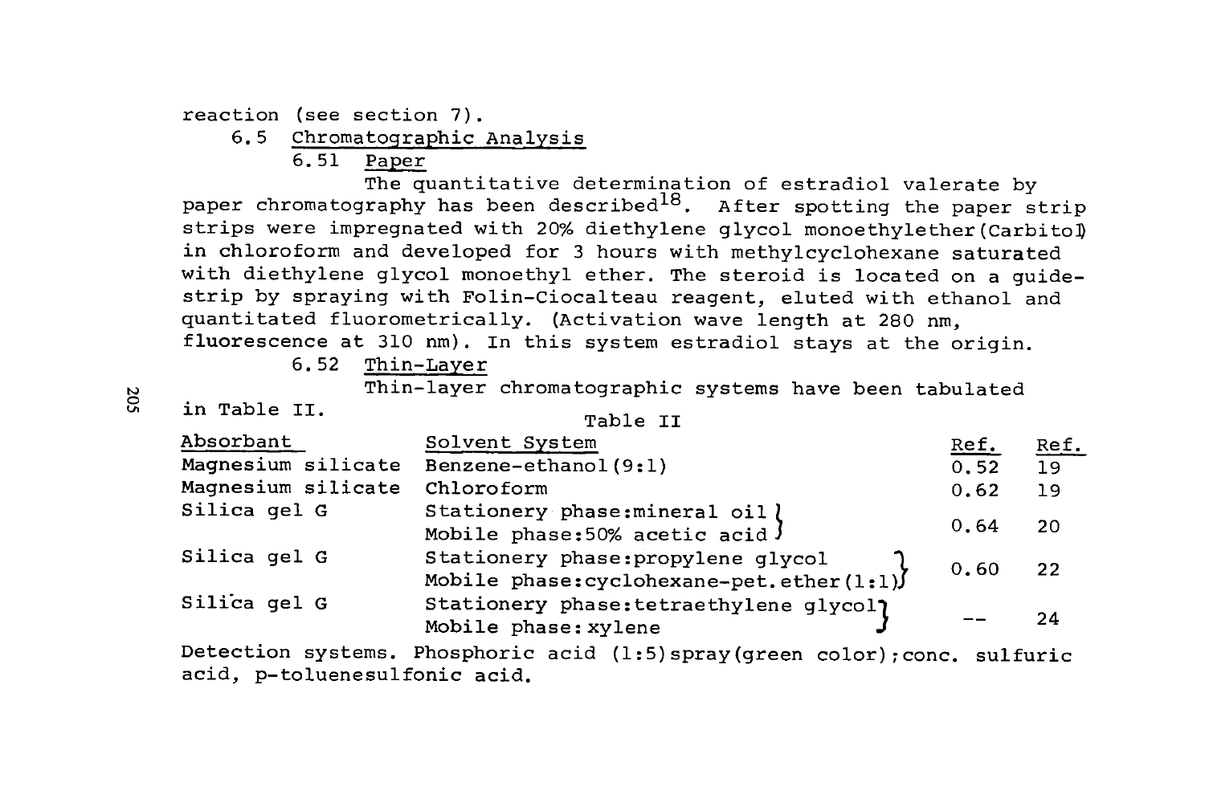reaction (see section 7).

### 6.5 Chromatographic Analysis

#### 6.51 Paper

The quantitative determination of estradiol valerate by paper chromatography has been described[18]. After spotting the paper strip strips were impregnated with 20% diethylene glycol monoethylether(Carbitol) in chloroform and developed for 3 hours with methylcyclohexane saturated with diethylene glycol monoethyl ether. The steroid is located on a guide-strip by spraying with Folin-Ciocalteau reagent, eluted with ethanol and quantitated fluorometrically. (Activation wave length at 280 nm, fluorescence at 310 nm). In this system estradiol stays at the origin.

#### 6.52 Thin-Layer

Thin-layer chromatographic systems have been tabulated in Table II.

Table II

| Absorbant | Solvent System | Ref. | Ref. |
|---|---|---|---|
| Magnesium silicate | Benzene-ethanol(9:1) | 0.52 | 19 |
| Magnesium silicate | Chloroform | 0.62 | 19 |
| Silica gel G | Stationery phase:mineral oil<br>Mobile phase:50% acetic acid | 0.64 | 20 |
| Silica gel G | Stationery phase:propylene glycol<br>Mobile phase:cyclohexane-pet.ether(1:1) | 0.60 | 22 |
| Silica gel G | Stationery phase:tetraethylene glycol<br>Mobile phase: xylene | -- | 24 |

Detection systems. Phosphoric acid (1:5)spray(green color);conc. sulfuric acid, p-toluenesulfonic acid.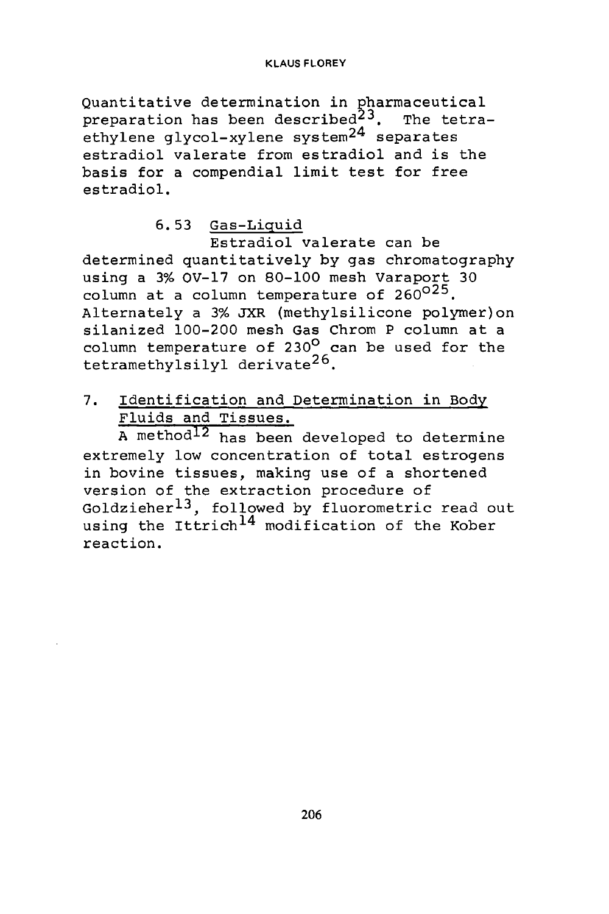Quantitative determination in pharmaceutical preparation has been described[23]. The tetraethylene glycol-xylene system[24] separates estradiol valerate from estradiol and is the basis for a compendial limit test for free estradiol.

### 6.53 Gas-Liquid

Estradiol valerate can be determined quantitatively by gas chromatography using a 3% OV-17 on 80-100 mesh Varaport 30 column at a column temperature of 260°[25]. Alternately a 3% JXR (methylsilicone polymer) on silanized 100-200 mesh Gas Chrom P column at a column temperature of 230° can be used for the tetramethylsilyl derivate[26].

## 7. Identification and Determination in Body Fluids and Tissues.

A method[12] has been developed to determine extremely low concentration of total estrogens in bovine tissues, making use of a shortened version of the extraction procedure of Goldzieher[13], followed by fluorometric read out using the Ittrich[14] modification of the Kober reaction.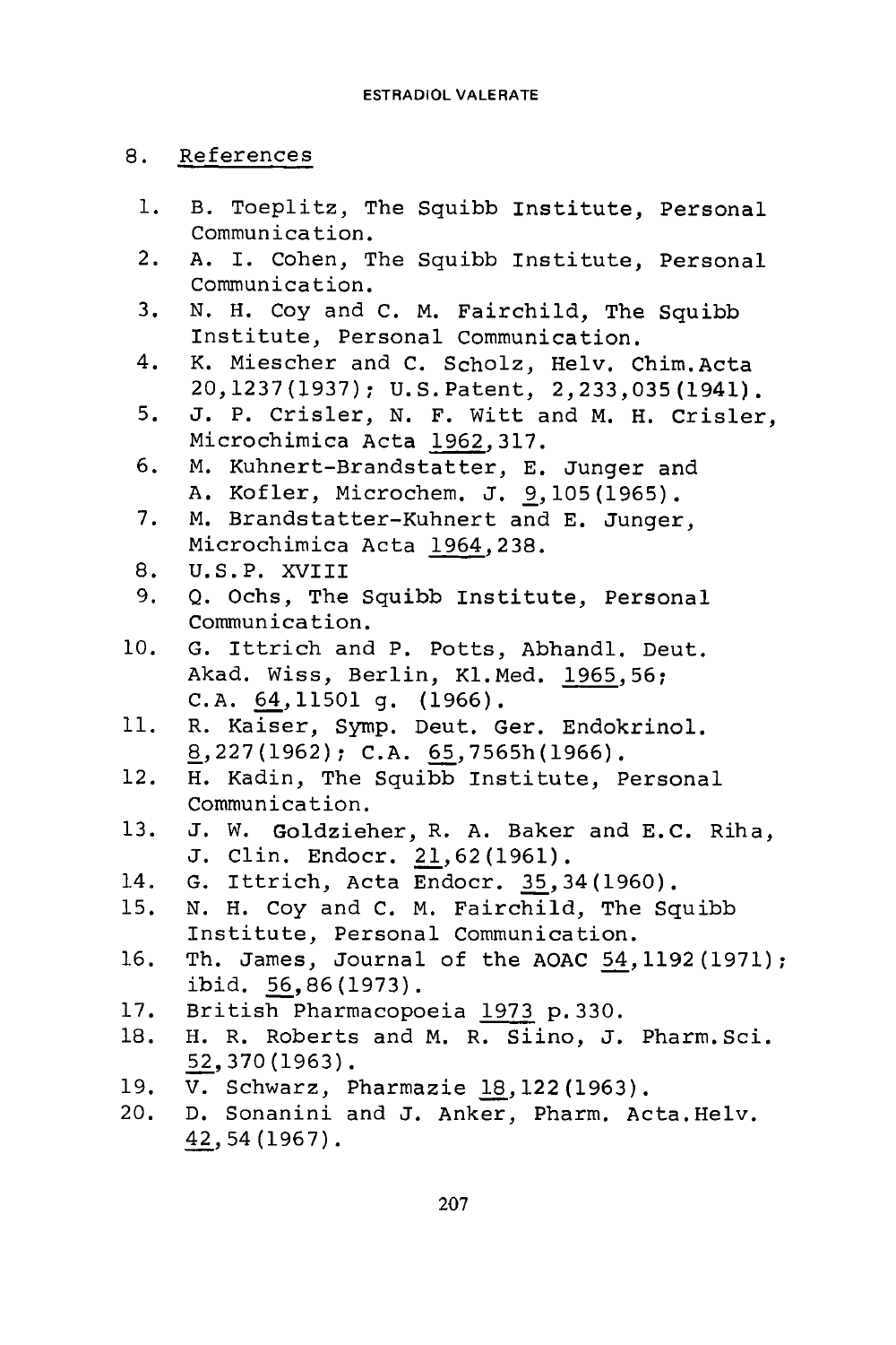## 8. References

1. B. Toeplitz, The Squibb Institute, Personal Communication.
2. A. I. Cohen, The Squibb Institute, Personal Communication.
3. N. H. Coy and C. M. Fairchild, The Squibb Institute, Personal Communication.
4. K. Miescher and C. Scholz, Helv. Chim.Acta 20,1237(1937); U.S.Patent, 2,233,035(1941).
5. J. P. Crisler, N. F. Witt and M. H. Crisler, Microchimica Acta 1962,317.
6. M. Kuhnert-Brandstatter, E. Junger and A. Kofler, Microchem. J. 9,105(1965).
7. M. Brandstatter-Kuhnert and E. Junger, Microchimica Acta 1964,238.
8. U.S.P. XVIII
9. Q. Ochs, The Squibb Institute, Personal Communication.
10. G. Ittrich and P. Potts, Abhandl. Deut. Akad. Wiss, Berlin, Kl.Med. 1965,56; C.A. 64,11501 g. (1966).
11. R. Kaiser, Symp. Deut. Ger. Endokrinol. 8,227(1962); C.A. 65,7565h(1966).
12. H. Kadin, The Squibb Institute, Personal Communication.
13. J. W. Goldzieher, R. A. Baker and E.C. Riha, J. Clin. Endocr. 21,62(1961).
14. G. Ittrich, Acta Endocr. 35,34(1960).
15. N. H. Coy and C. M. Fairchild, The Squibb Institute, Personal Communication.
16. Th. James, Journal of the AOAC 54,1192(1971); ibid. 56,86(1973).
17. British Pharmacopoeia 1973 p.330.
18. H. R. Roberts and M. R. Siino, J. Pharm.Sci. 52,370(1963).
19. V. Schwarz, Pharmazie 18,122(1963).
20. D. Sonanini and J. Anker, Pharm. Acta.Helv. 42,54(1967).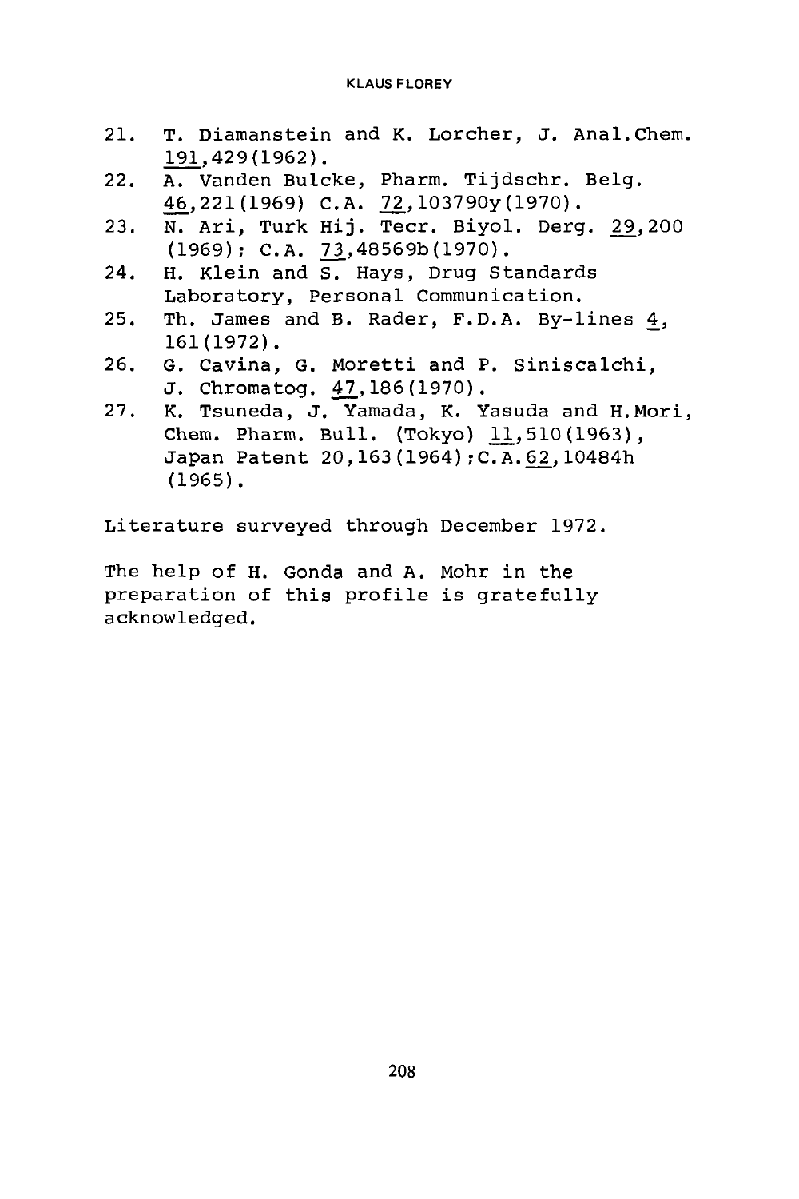21. T. Diamanstein and K. Lorcher, J. Anal.Chem. 191,429(1962).
22. A. Vanden Bulcke, Pharm. Tijdschr. Belg. 46,221(1969) C.A. 72,103790y(1970).
23. N. Ari, Turk Hij. Tecr. Biyol. Derg. 29,200 (1969); C.A. 73,48569b(1970).
24. H. Klein and S. Hays, Drug Standards Laboratory, Personal Communication.
25. Th. James and B. Rader, F.D.A. By-lines 4, 161(1972).
26. G. Cavina, G. Moretti and P. Siniscalchi, J. Chromatog. 47,186(1970).
27. K. Tsuneda, J. Yamada, K. Yasuda and H.Mori, Chem. Pharm. Bull. (Tokyo) 11,510(1963), Japan Patent 20,163(1964);C.A.62,10484h (1965).

Literature surveyed through December 1972.

The help of H. Gonda and A. Mohr in the preparation of this profile is gratefully acknowledged.